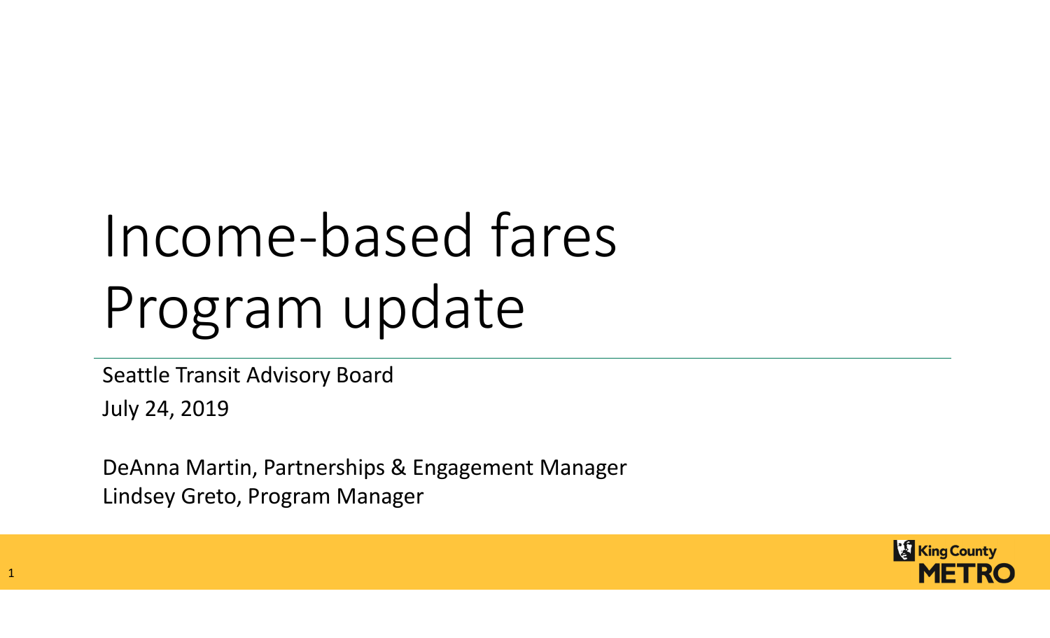# Income-based fares Program update

Seattle Transit Advisory Board

July 24, 2019

DeAnna Martin, Partnerships & Engagement Manager

Lindsey Greto, Program Manager

King County METRO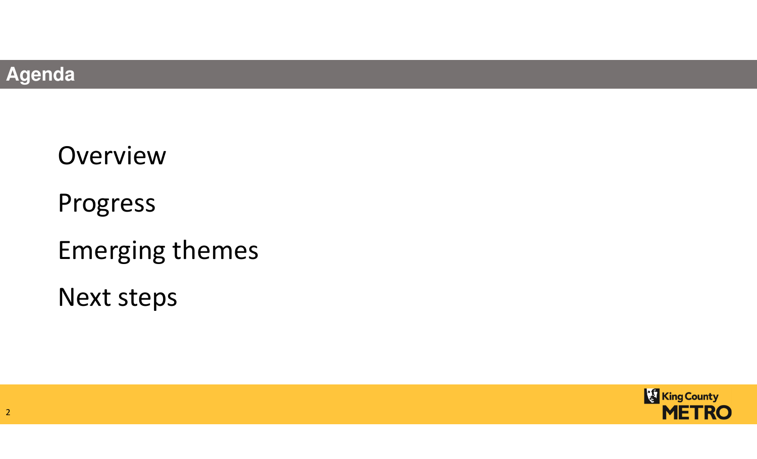## Agenda

- Overview
- Progress
- Emerging themes
- Next steps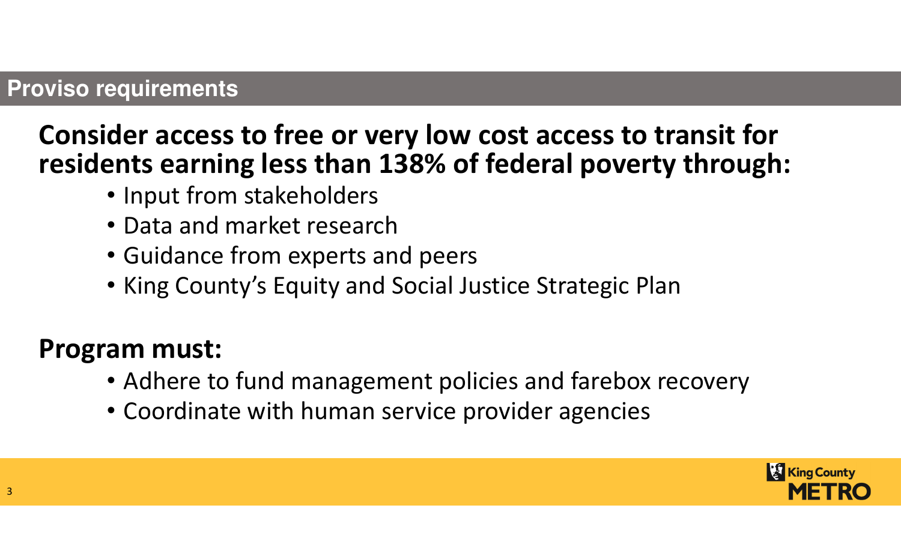## Proviso requirements

**Consider access to free or very low cost access to transit for residents earning less than 138% of federal poverty through:**

- Input from stakeholders
- Data and market research
- Guidance from experts and peers
- King County's Equity and Social Justice Strategic Plan

**Program must:**

- Adhere to fund management policies and farebox recovery
- Coordinate with human service provider agencies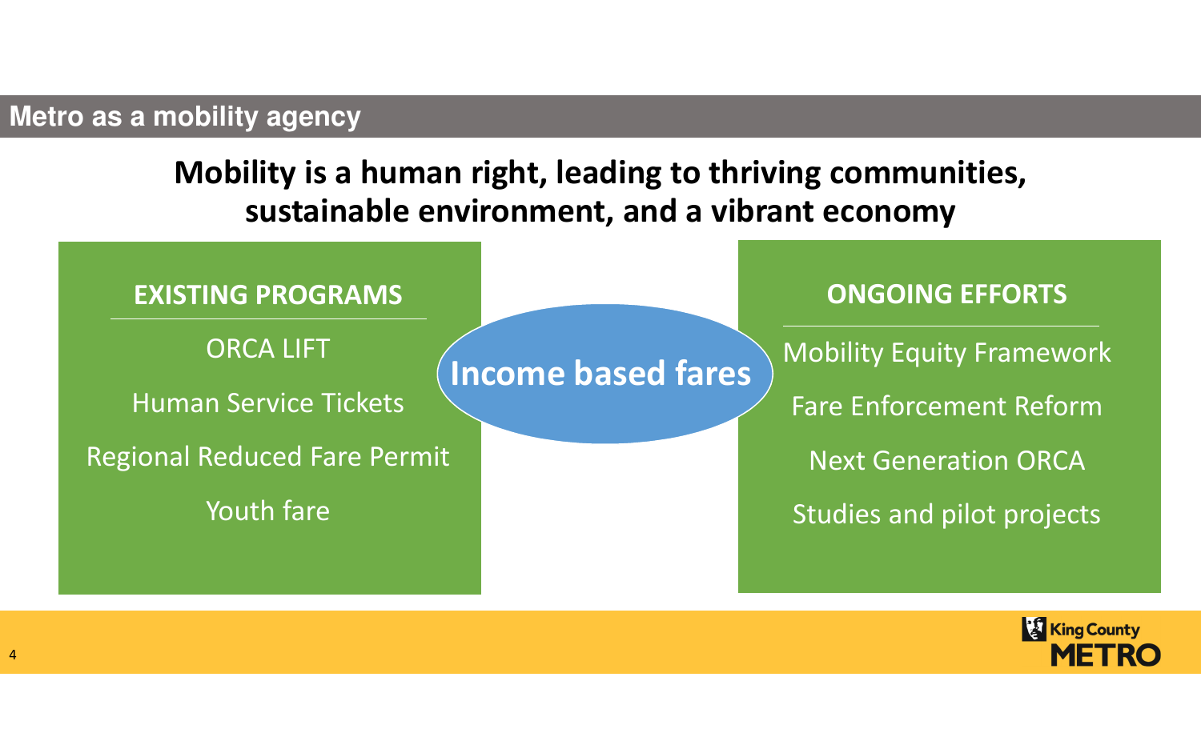## Metro as a mobility agency

**Mobility is a human right, leading to thriving communities, sustainable environment, and a vibrant economy**

### EXISTING PROGRAMS

- ORCA LIFT
- Human Service Tickets
- Regional Reduced Fare Permit
- Youth fare

### Income based fares

### ONGOING EFFORTS

- Mobility Equity Framework
- Fare Enforcement Reform
- Next Generation ORCA
- Studies and pilot projects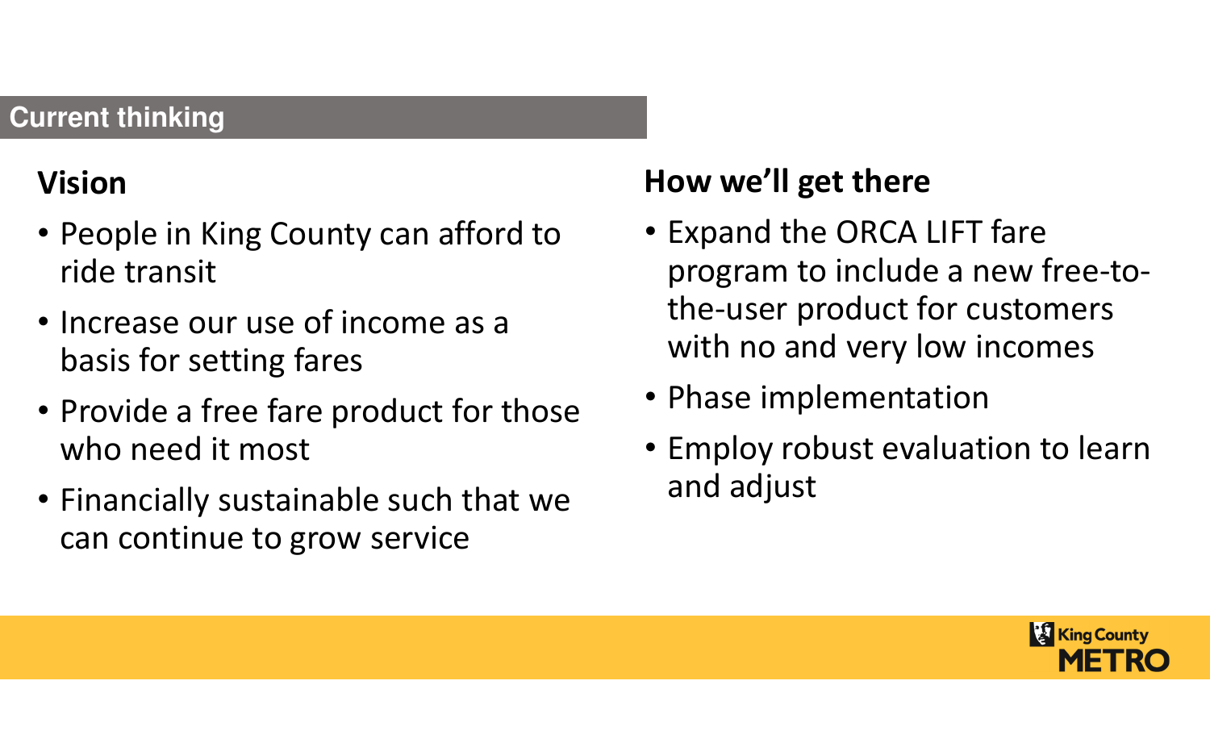## Current thinking

### Vision

- People in King County can afford to ride transit
- Increase our use of income as a basis for setting fares
- Provide a free fare product for those who need it most
- Financially sustainable such that we can continue to grow service

### How we'll get there

- Expand the ORCA LIFT fare program to include a new free-to-the-user product for customers with no and very low incomes
- Phase implementation
- Employ robust evaluation to learn and adjust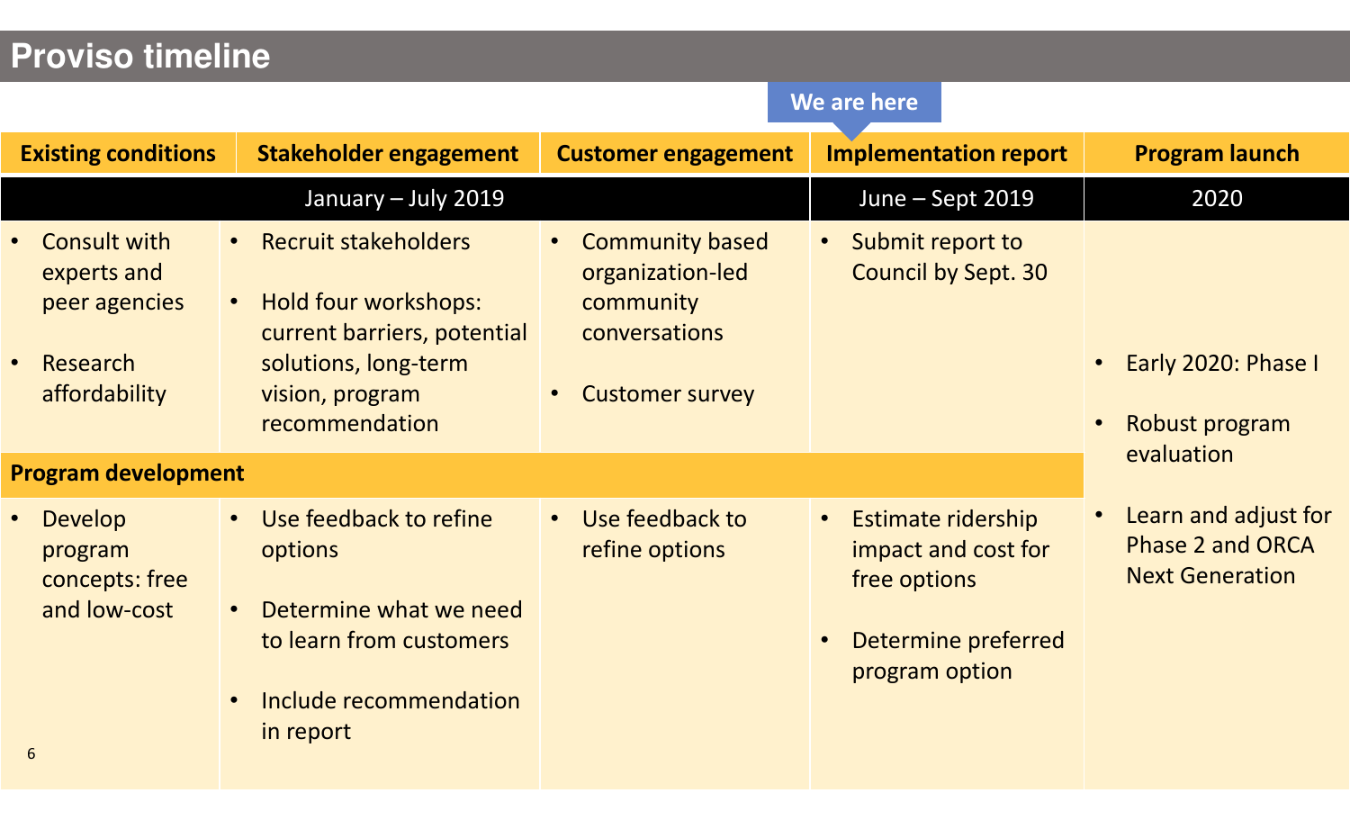# Proviso timeline

We are here → Implementation report

| Existing conditions | Stakeholder engagement | Customer engagement | Implementation report | Program launch |
|---|---|---|---|---|
| January – July 2019 | | | June – Sept 2019 | 2020 |
| • Consult with experts and peer agencies<br>• Research affordability | • Recruit stakeholders<br>• Hold four workshops: current barriers, potential solutions, long-term vision, program recommendation | • Community based organization-led community conversations<br>• Customer survey | • Submit report to Council by Sept. 30 | • Early 2020: Phase I<br>• Robust program evaluation<br>• Learn and adjust for Phase 2 and ORCA Next Generation |
| **Program development** | | | | |
| • Develop program concepts: free and low-cost | • Use feedback to refine options<br>• Determine what we need to learn from customers<br>• Include recommendation in report | • Use feedback to refine options | • Estimate ridership impact and cost for free options<br>• Determine preferred program option | |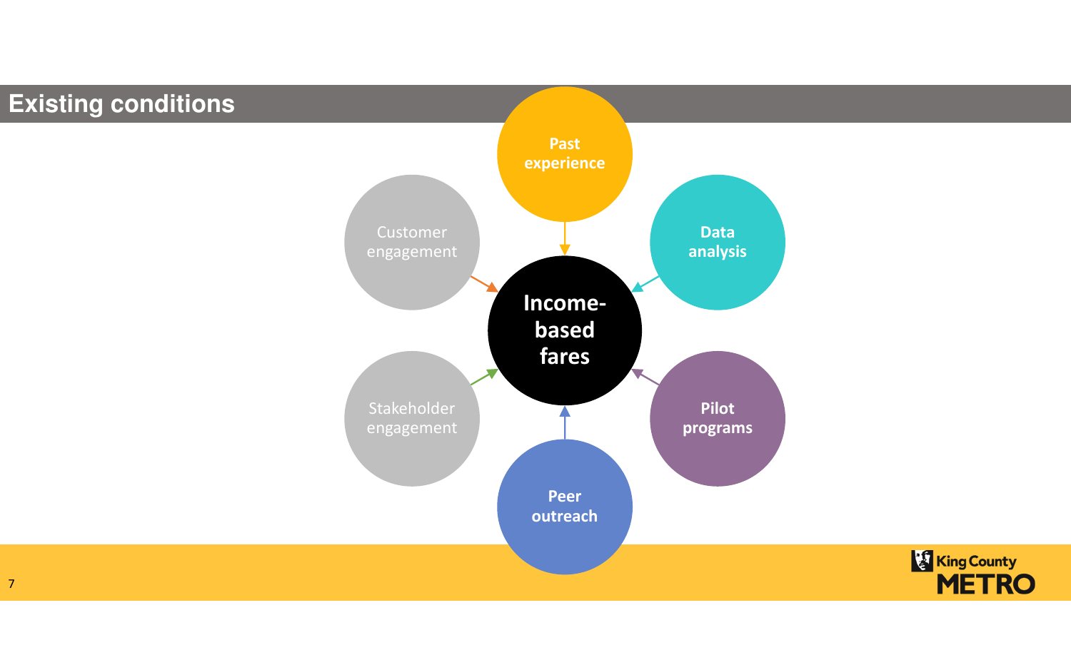# Existing conditions

**Income-based fares**

- Past experience
- Data analysis
- Pilot programs
- Peer outreach
- Stakeholder engagement
- Customer engagement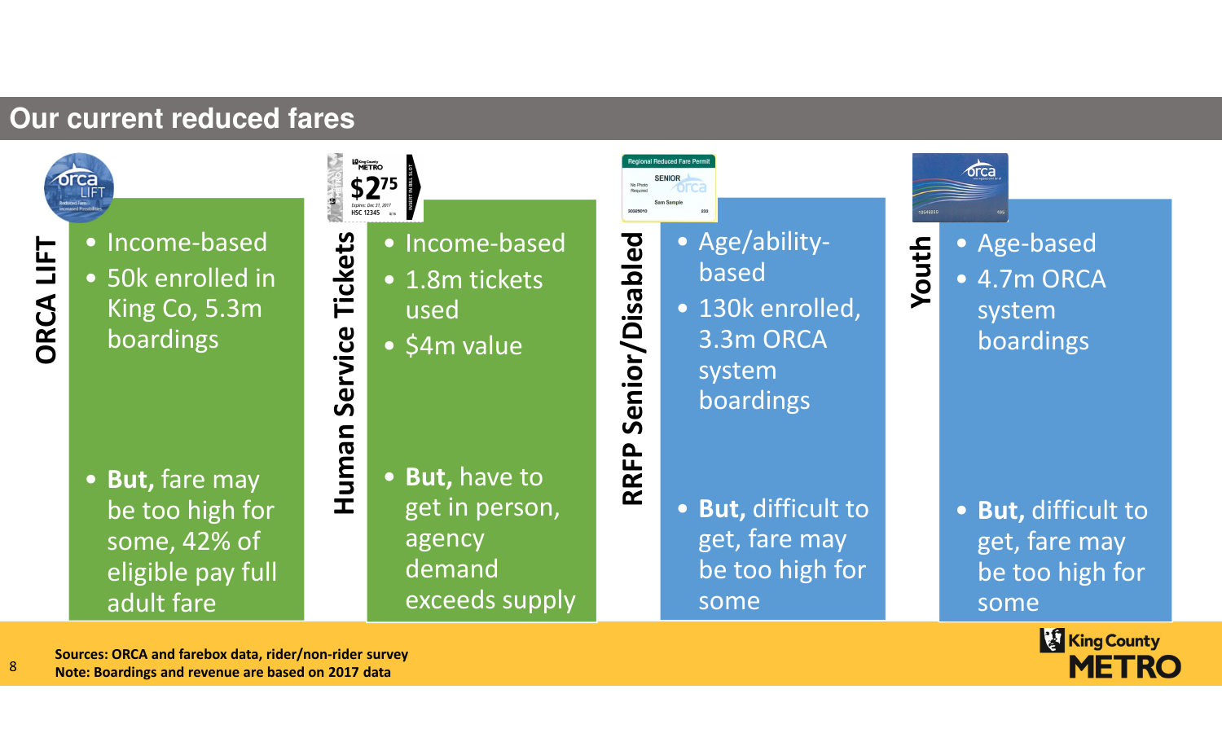# Our current reduced fares

## ORCA LIFT

- Income-based
- 50k enrolled in King Co, 5.3m boardings
- **But,** fare may be too high for some, 42% of eligible pay full adult fare

## Human Service Tickets

- Income-based
- 1.8m tickets used
- $4m value
- **But,** have to get in person, agency demand exceeds supply

## RRFP Senior/Disabled

- Age/ability-based
- 130k enrolled, 3.3m ORCA system boardings
- **But,** difficult to get, fare may be too high for some

## Youth

- Age-based
- 4.7m ORCA system boardings
- **But,** difficult to get, fare may be too high for some

**Sources: ORCA and farebox data, rider/non-rider survey**
**Note: Boardings and revenue are based on 2017 data**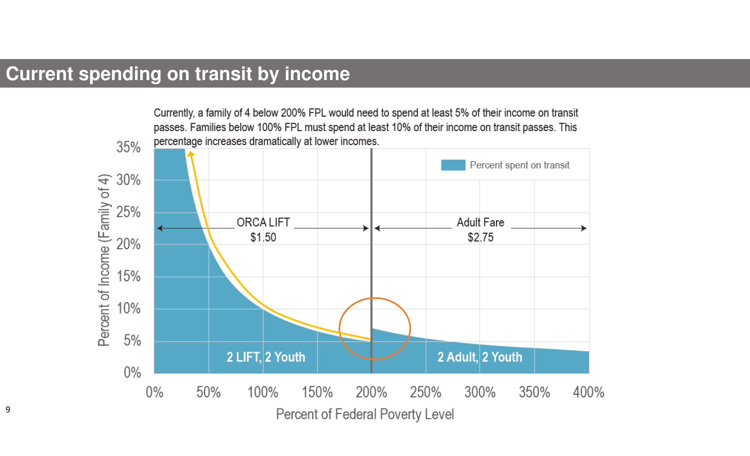# Current spending on transit by income

Currently, a family of 4 below 200% FPL would need to spend at least 5% of their income on transit passes. Families below 100% FPL must spend at least 10% of their income on transit passes. This percentage increases dramatically at lower incomes.

Percent spent on transit

ORCA LIFT $1.50

Adult Fare $2.75

2 LIFT, 2 Youth

2 Adult, 2 Youth

Percent of Income (Family of 4)

Percent of Federal Poverty Level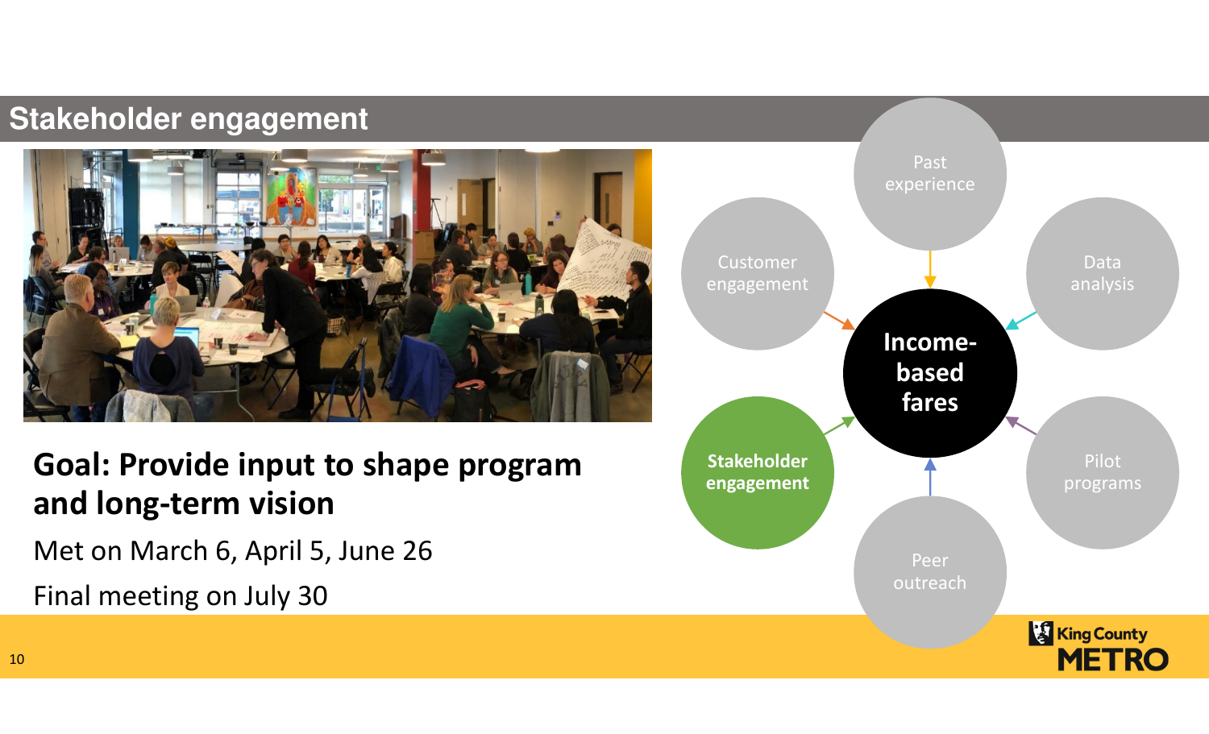## Stakeholder engagement

**Goal: Provide input to shape program and long-term vision**

Met on March 6, April 5, June 26

Final meeting on July 30

- Past experience
- Data analysis
- Pilot programs
- Peer outreach
- **Stakeholder engagement**
- Customer engagement

**Income-based fares**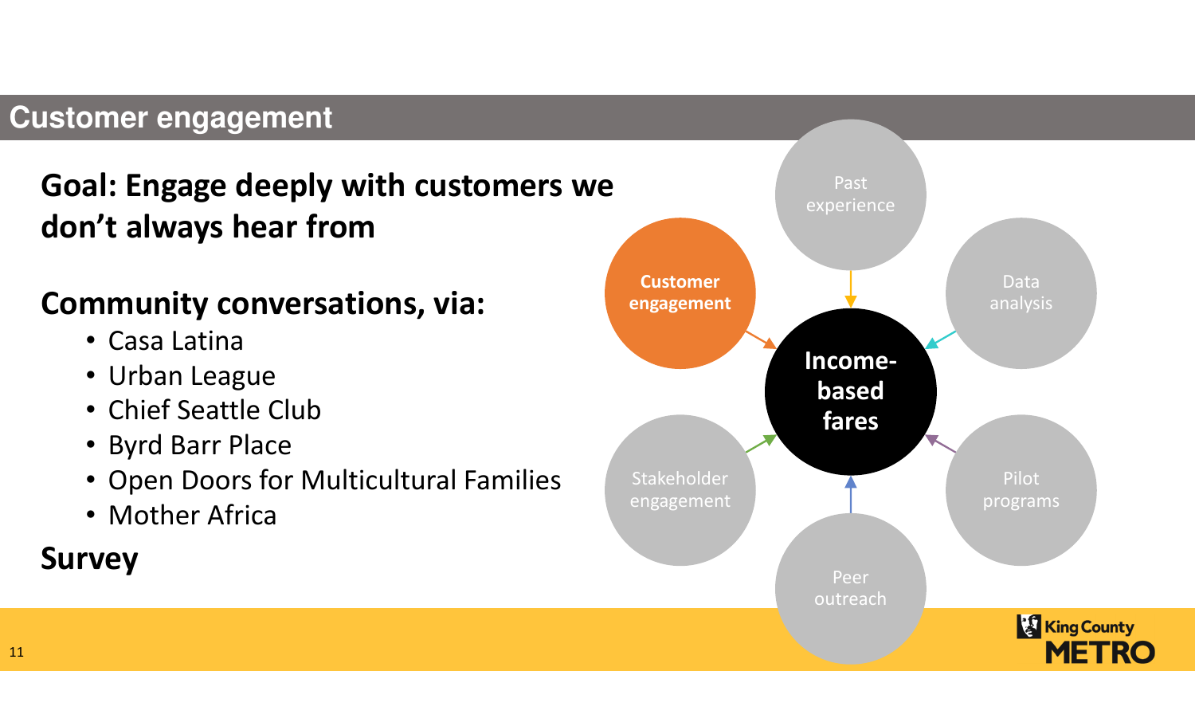# Customer engagement

**Goal: Engage deeply with customers we don't always hear from**

**Community conversations, via:**

- Casa Latina
- Urban League
- Chief Seattle Club
- Byrd Barr Place
- Open Doors for Multicultural Families
- Mother Africa

**Survey**

Past experience

Customer engagement

Data analysis

Income-based fares

Stakeholder engagement

Pilot programs

Peer outreach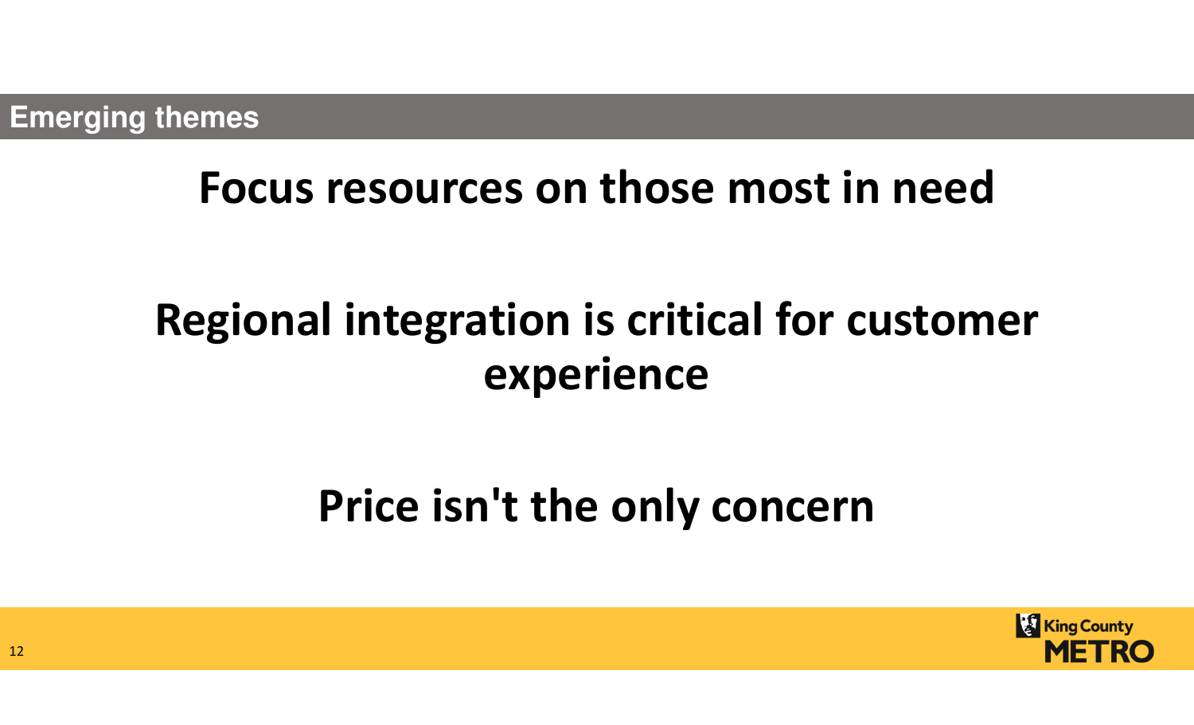## Emerging themes

# Focus resources on those most in need

# Regional integration is critical for customer experience

# Price isn't the only concern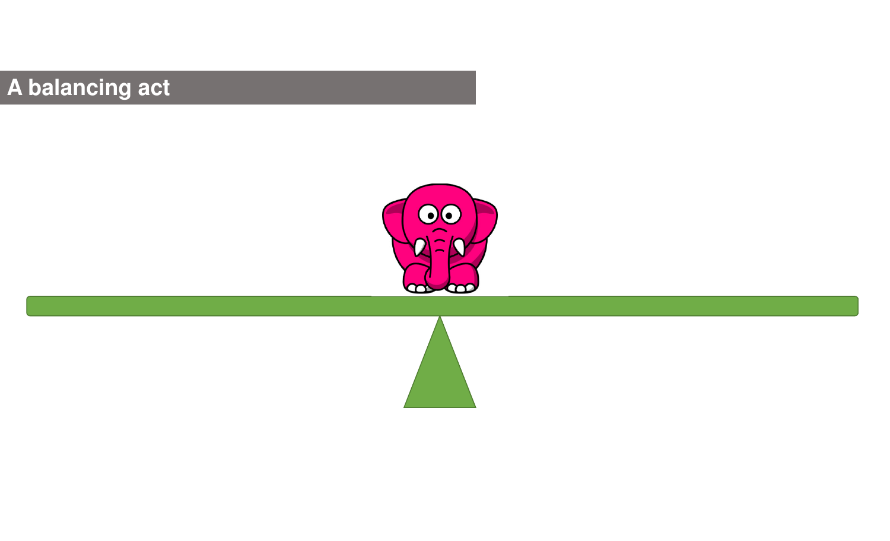## A balancing act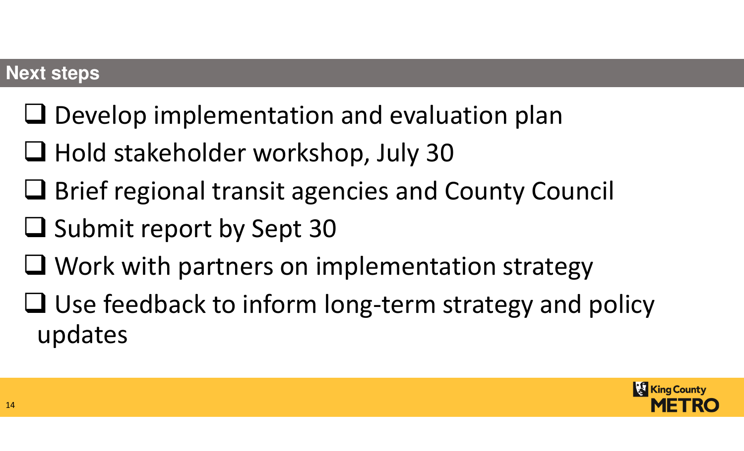## Next steps

- [ ] Develop implementation and evaluation plan
- [ ] Hold stakeholder workshop, July 30
- [ ] Brief regional transit agencies and County Council
- [ ] Submit report by Sept 30
- [ ] Work with partners on implementation strategy
- [ ] Use feedback to inform long-term strategy and policy updates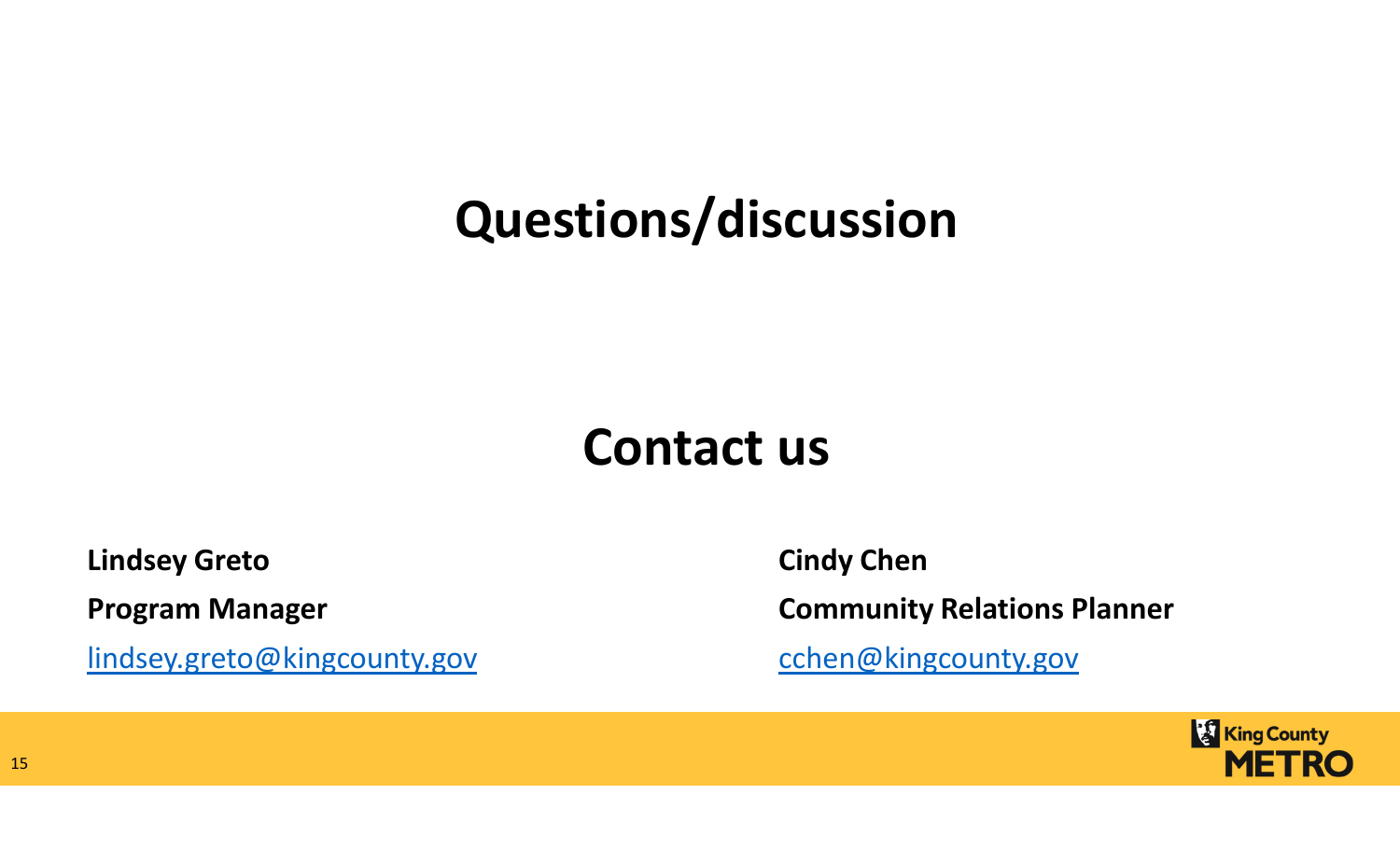# Questions/discussion

# Contact us

**Lindsey Greto**

**Program Manager**

[lindsey.greto@kingcounty.gov](mailto:lindsey.greto@kingcounty.gov)

**Cindy Chen**

**Community Relations Planner**

[cchen@kingcounty.gov](mailto:cchen@kingcounty.gov)

King County METRO